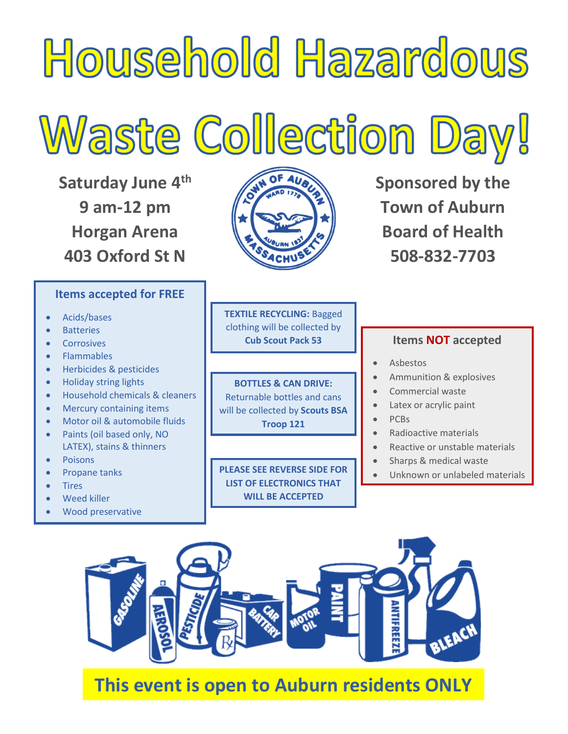# Household Hazardous Waste Collection Day!

**Saturday June 4th**
**9 am-12 pm**
**Horgan Arena**
**403 Oxford St N**

**Sponsored by the Town of Auburn Board of Health**
**508-832-7703**

### Items accepted for FREE

- Acids/bases
- Batteries
- Corrosives
- Flammables
- Herbicides & pesticides
- Holiday string lights
- Household chemicals & cleaners
- Mercury containing items
- Motor oil & automobile fluids
- Paints (oil based only, NO LATEX), stains & thinners
- Poisons
- Propane tanks
- Tires
- Weed killer
- Wood preservative

**TEXTILE RECYCLING:** Bagged clothing will be collected by **Cub Scout Pack 53**

**BOTTLES & CAN DRIVE:** Returnable bottles and cans will be collected by **Scouts BSA Troop 121**

**PLEASE SEE REVERSE SIDE FOR LIST OF ELECTRONICS THAT WILL BE ACCEPTED**

### Items NOT accepted

- Asbestos
- Ammunition & explosives
- Commercial waste
- Latex or acrylic paint
- PCBs
- Radioactive materials
- Reactive or unstable materials
- Sharps & medical waste
- Unknown or unlabeled materials

**This event is open to Auburn residents ONLY**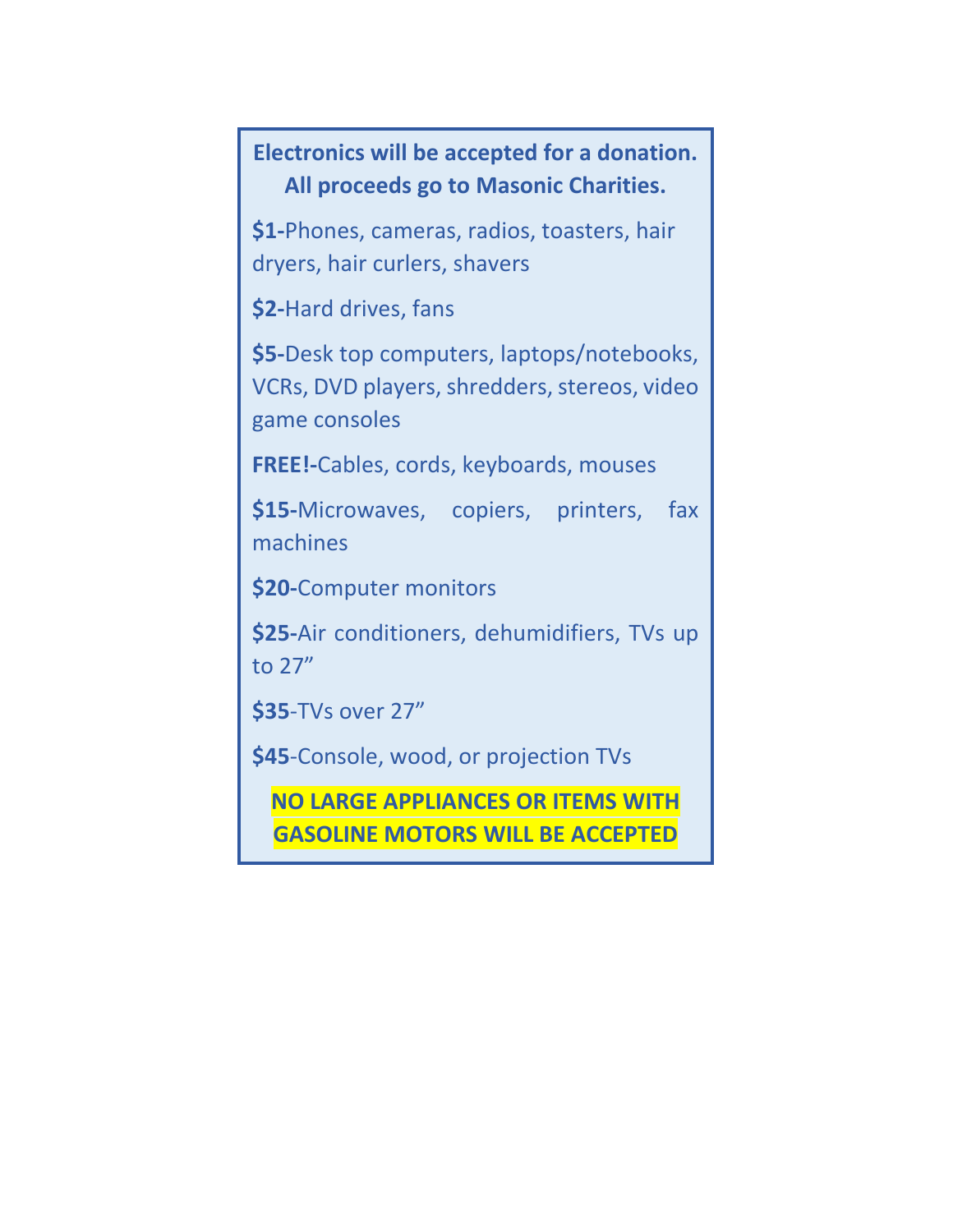**Electronics will be accepted for a donation.**
**All proceeds go to Masonic Charities.**

**$1-**Phones, cameras, radios, toasters, hair dryers, hair curlers, shavers

**$2-**Hard drives, fans

**$5-**Desk top computers, laptops/notebooks, VCRs, DVD players, shredders, stereos, video game consoles

**FREE!-**Cables, cords, keyboards, mouses

**$15-**Microwaves, copiers, printers, fax machines

**$20-**Computer monitors

**$25-**Air conditioners, dehumidifiers, TVs up to 27"

**$35**-TVs over 27"

**$45**-Console, wood, or projection TVs

**NO LARGE APPLIANCES OR ITEMS WITH GASOLINE MOTORS WILL BE ACCEPTED**